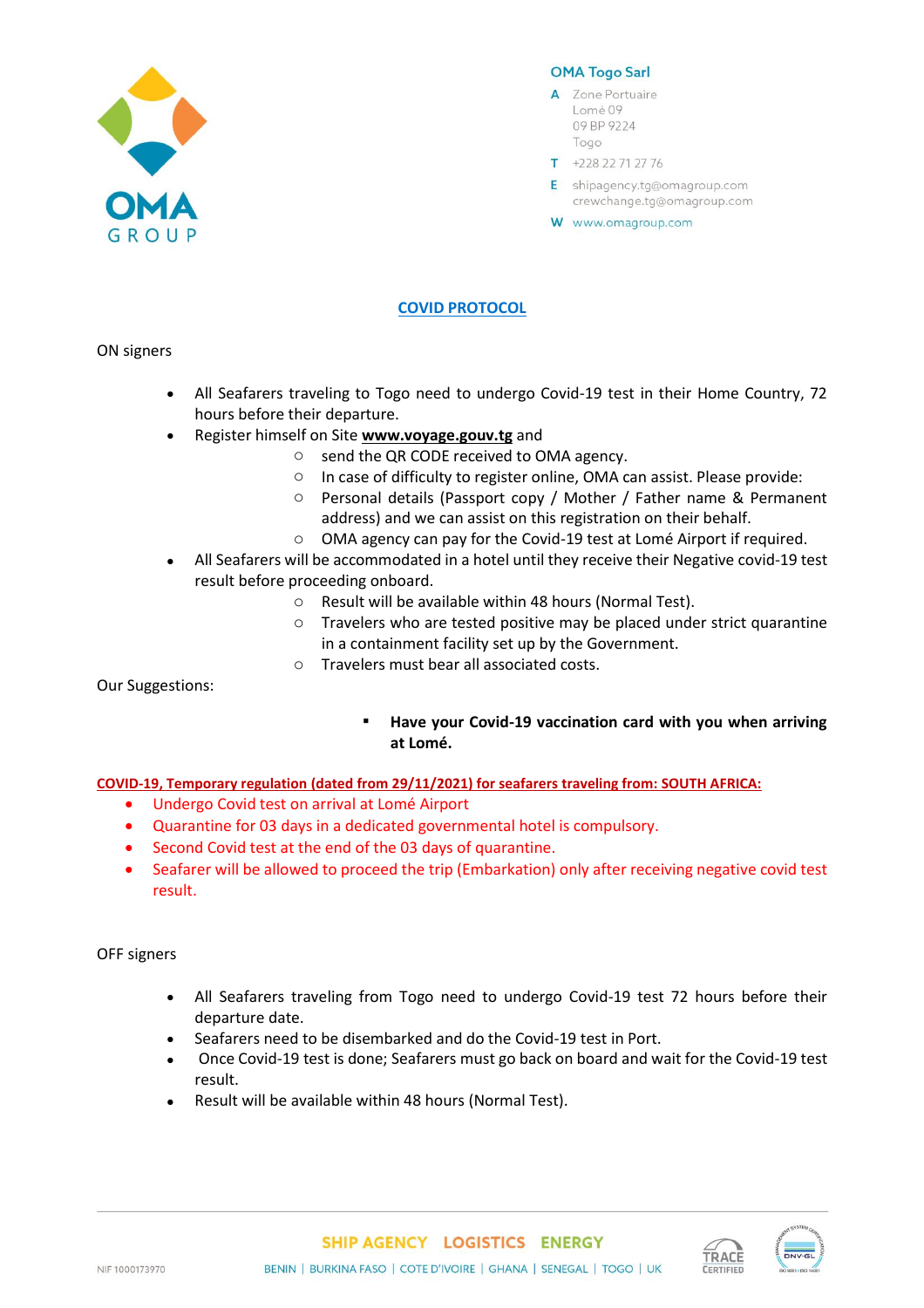**OMA Togo Sarl**

A Zone Portuaire
Lomé 09
09 BP 9224
Togo

T +228 22 71 27 76

E shipagency.tg@omagroup.com
crewchange.tg@omagroup.com

W www.omagroup.com

## COVID PROTOCOL

ON signers

- All Seafarers traveling to Togo need to undergo Covid-19 test in their Home Country, 72 hours before their departure.
- Register himself on Site **www.voyage.gouv.tg** and
    - send the QR CODE received to OMA agency.
    - In case of difficulty to register online, OMA can assist. Please provide:
    - Personal details (Passport copy / Mother / Father name & Permanent address) and we can assist on this registration on their behalf.
    - OMA agency can pay for the Covid-19 test at Lomé Airport if required.
- All Seafarers will be accommodated in a hotel until they receive their Negative covid-19 test result before proceeding onboard.
    - Result will be available within 48 hours (Normal Test).
    - Travelers who are tested positive may be placed under strict quarantine in a containment facility set up by the Government.
    - Travelers must bear all associated costs.

Our Suggestions:

- **Have your Covid-19 vaccination card with you when arriving at Lomé.**

**COVID-19, Temporary regulation (dated from 29/11/2021) for seafarers traveling from: SOUTH AFRICA:**

- Undergo Covid test on arrival at Lomé Airport
- Quarantine for 03 days in a dedicated governmental hotel is compulsory.
- Second Covid test at the end of the 03 days of quarantine.
- Seafarer will be allowed to proceed the trip (Embarkation) only after receiving negative covid test result.

OFF signers

- All Seafarers traveling from Togo need to undergo Covid-19 test 72 hours before their departure date.
- Seafarers need to be disembarked and do the Covid-19 test in Port.
- Once Covid-19 test is done; Seafarers must go back on board and wait for the Covid-19 test result.
- Result will be available within 48 hours (Normal Test).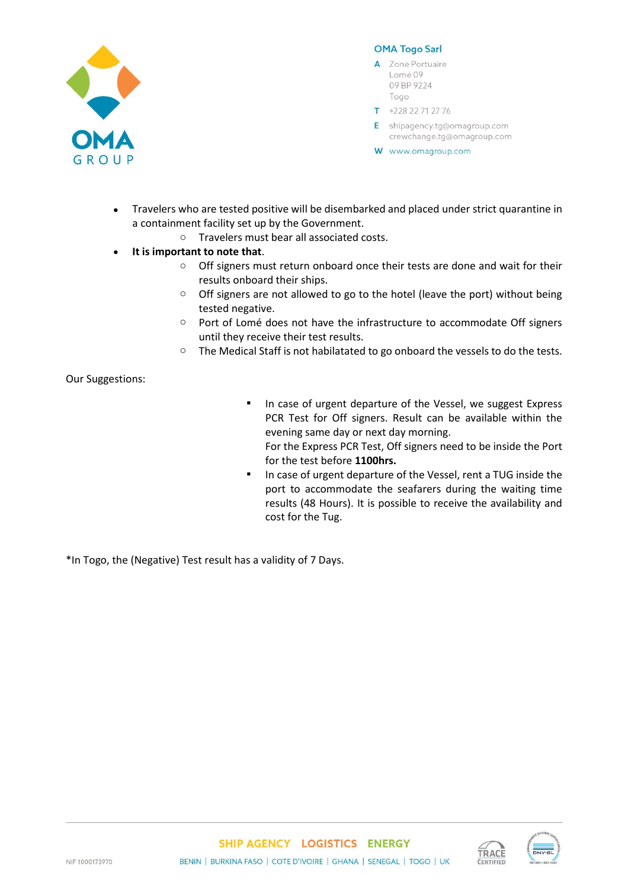- Travelers who are tested positive will be disembarked and placed under strict quarantine in a containment facility set up by the Government.
    - Travelers must bear all associated costs.
- **It is important to note that**.
    - Off signers must return onboard once their tests are done and wait for their results onboard their ships.
    - Off signers are not allowed to go to the hotel (leave the port) without being tested negative.
    - Port of Lomé does not have the infrastructure to accommodate Off signers until they receive their test results.
    - The Medical Staff is not habilatated to go onboard the vessels to do the tests.

Our Suggestions:

- In case of urgent departure of the Vessel, we suggest Express PCR Test for Off signers. Result can be available within the evening same day or next day morning.
  For the Express PCR Test, Off signers need to be inside the Port for the test before **1100hrs.**
- In case of urgent departure of the Vessel, rent a TUG inside the port to accommodate the seafarers during the waiting time results (48 Hours). It is possible to receive the availability and cost for the Tug.

*In Togo, the (Negative) Test result has a validity of 7 Days.